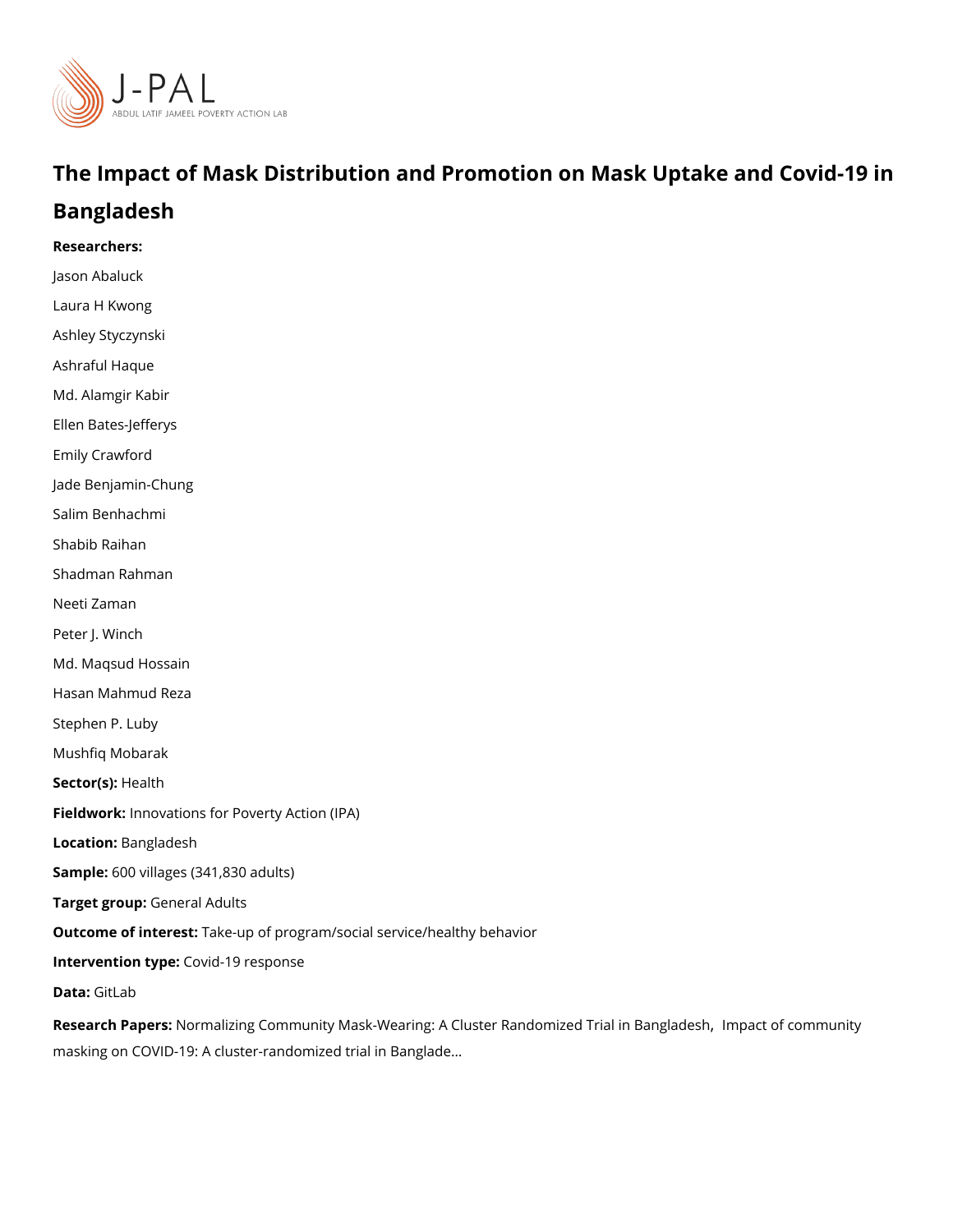# The Impact of Mask Distribution and Promotion on Mask Uptake and Covid-19 in Bangladesh

**Researchers:**

Jason Abaluck

Laura H Kwong

Ashley Styczynski

Ashraful Haque

Md. Alamgir Kabir

Ellen Bates-Jefferys

Emily Crawford

Jade Benjamin-Chung

Salim Benhachmi

Shabib Raihan

Shadman Rahman

Neeti Zaman

Peter J. Winch

Md. Maqsud Hossain

Hasan Mahmud Reza

Stephen P. Luby

Mushfiq Mobarak

**Sector(s):** Health

**Fieldwork:** Innovations for Poverty Action (IPA)

**Location:** Bangladesh

**Sample:** 600 villages (341,830 adults)

**Target group:** General Adults

**Outcome of interest:** Take-up of program/social service/healthy behavior

**Intervention type:** Covid-19 response

**Data:** GitLab

**Research Papers:** Normalizing Community Mask-Wearing: A Cluster Randomized Trial in Bangladesh, Impact of community masking on COVID-19: A cluster-randomized trial in Banglade...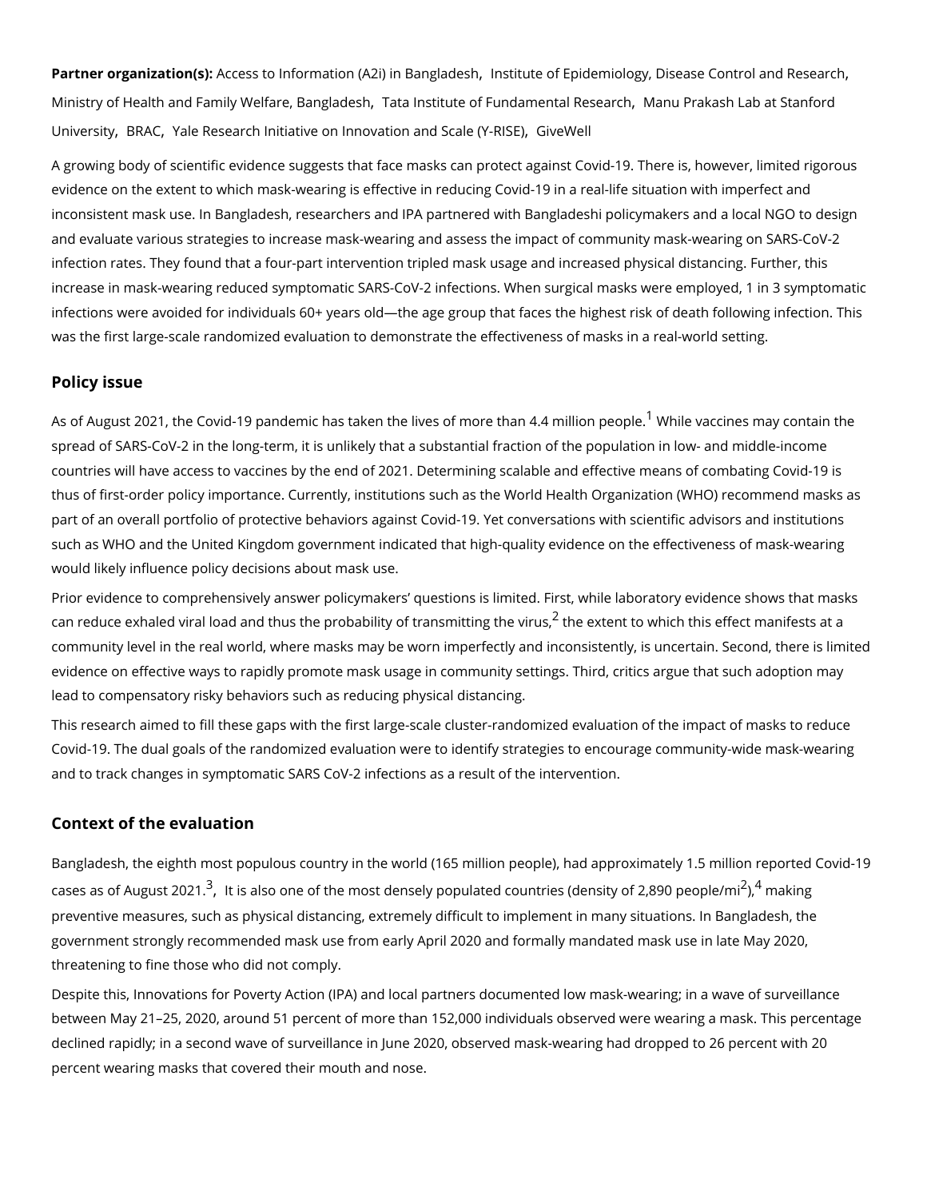**Partner organization(s):** Access to Information (A2i) in Bangladesh, Institute of Epidemiology, Disease Control and Research, Ministry of Health and Family Welfare, Bangladesh, Tata Institute of Fundamental Research, Manu Prakash Lab at Stanford University, BRAC, Yale Research Initiative on Innovation and Scale (Y-RISE), GiveWell

A growing body of scientific evidence suggests that face masks can protect against Covid-19. There is, however, limited rigorous evidence on the extent to which mask-wearing is effective in reducing Covid-19 in a real-life situation with imperfect and inconsistent mask use. In Bangladesh, researchers and IPA partnered with Bangladeshi policymakers and a local NGO to design and evaluate various strategies to increase mask-wearing and assess the impact of community mask-wearing on SARS-CoV-2 infection rates. They found that a four-part intervention tripled mask usage and increased physical distancing. Further, this increase in mask-wearing reduced symptomatic SARS-CoV-2 infections. When surgical masks were employed, 1 in 3 symptomatic infections were avoided for individuals 60+ years old—the age group that faces the highest risk of death following infection. This was the first large-scale randomized evaluation to demonstrate the effectiveness of masks in a real-world setting.

## Policy issue

As of August 2021, the Covid-19 pandemic has taken the lives of more than 4.4 million people.[1] While vaccines may contain the spread of SARS-CoV-2 in the long-term, it is unlikely that a substantial fraction of the population in low- and middle-income countries will have access to vaccines by the end of 2021. Determining scalable and effective means of combating Covid-19 is thus of first-order policy importance. Currently, institutions such as the World Health Organization (WHO) recommend masks as part of an overall portfolio of protective behaviors against Covid-19. Yet conversations with scientific advisors and institutions such as WHO and the United Kingdom government indicated that high-quality evidence on the effectiveness of mask-wearing would likely influence policy decisions about mask use.

Prior evidence to comprehensively answer policymakers' questions is limited. First, while laboratory evidence shows that masks can reduce exhaled viral load and thus the probability of transmitting the virus,[2] the extent to which this effect manifests at a community level in the real world, where masks may be worn imperfectly and inconsistently, is uncertain. Second, there is limited evidence on effective ways to rapidly promote mask usage in community settings. Third, critics argue that such adoption may lead to compensatory risky behaviors such as reducing physical distancing.

This research aimed to fill these gaps with the first large-scale cluster-randomized evaluation of the impact of masks to reduce Covid-19. The dual goals of the randomized evaluation were to identify strategies to encourage community-wide mask-wearing and to track changes in symptomatic SARS CoV-2 infections as a result of the intervention.

## Context of the evaluation

Bangladesh, the eighth most populous country in the world (165 million people), had approximately 1.5 million reported Covid-19 cases as of August 2021.[3], It is also one of the most densely populated countries (density of 2,890 people/mi$^2$),[4] making preventive measures, such as physical distancing, extremely difficult to implement in many situations. In Bangladesh, the government strongly recommended mask use from early April 2020 and formally mandated mask use in late May 2020, threatening to fine those who did not comply.

Despite this, Innovations for Poverty Action (IPA) and local partners documented low mask-wearing; in a wave of surveillance between May 21–25, 2020, around 51 percent of more than 152,000 individuals observed were wearing a mask. This percentage declined rapidly; in a second wave of surveillance in June 2020, observed mask-wearing had dropped to 26 percent with 20 percent wearing masks that covered their mouth and nose.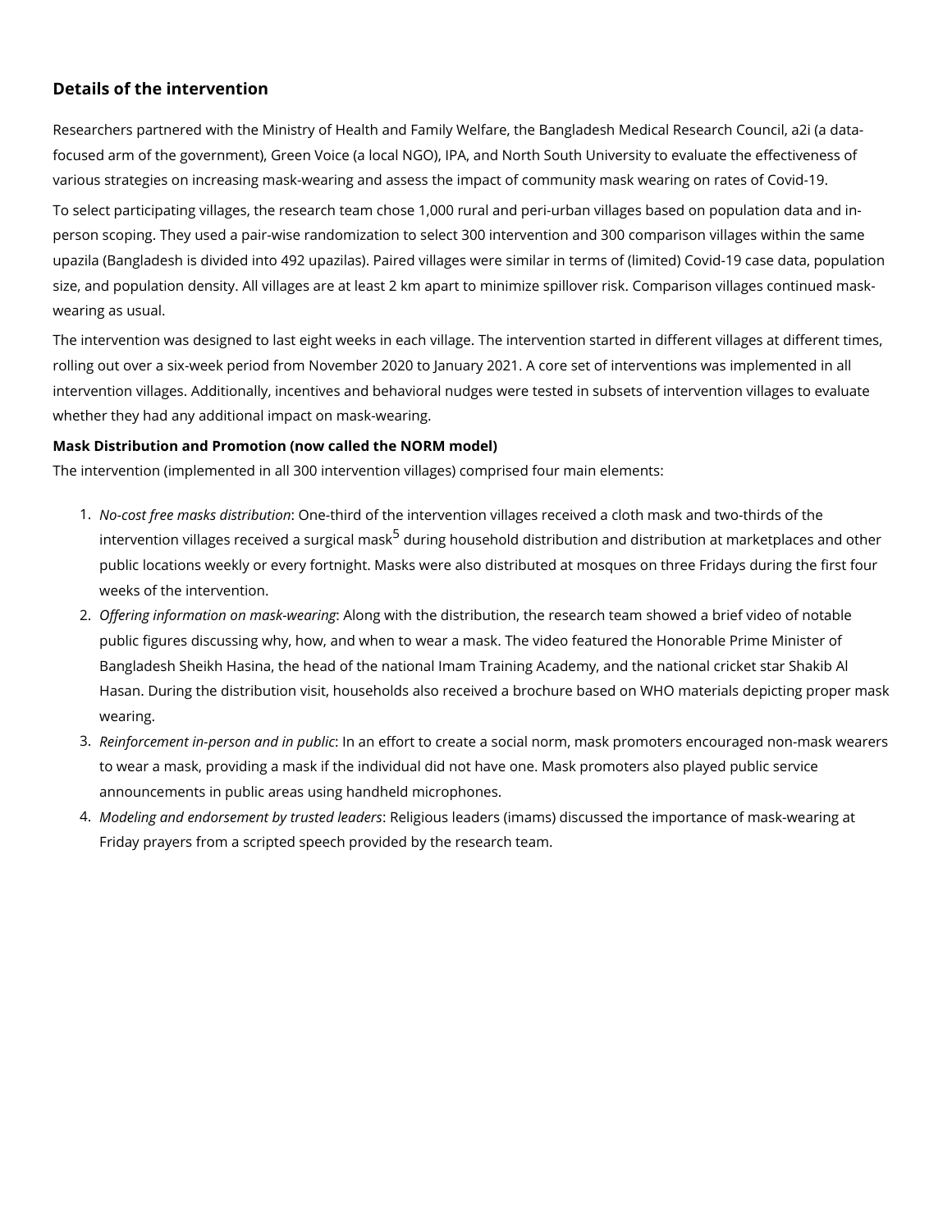## Details of the intervention

Researchers partnered with the Ministry of Health and Family Welfare, the Bangladesh Medical Research Council, a2i (a data-focused arm of the government), Green Voice (a local NGO), IPA, and North South University to evaluate the effectiveness of various strategies on increasing mask-wearing and assess the impact of community mask wearing on rates of Covid-19.

To select participating villages, the research team chose 1,000 rural and peri-urban villages based on population data and in-person scoping. They used a pair-wise randomization to select 300 intervention and 300 comparison villages within the same upazila (Bangladesh is divided into 492 upazilas). Paired villages were similar in terms of (limited) Covid-19 case data, population size, and population density. All villages are at least 2 km apart to minimize spillover risk. Comparison villages continued mask-wearing as usual.

The intervention was designed to last eight weeks in each village. The intervention started in different villages at different times, rolling out over a six-week period from November 2020 to January 2021. A core set of interventions was implemented in all intervention villages. Additionally, incentives and behavioral nudges were tested in subsets of intervention villages to evaluate whether they had any additional impact on mask-wearing.

**Mask Distribution and Promotion (now called the NORM model)**

The intervention (implemented in all 300 intervention villages) comprised four main elements:

1. *No-cost free masks distribution*: One-third of the intervention villages received a cloth mask and two-thirds of the intervention villages received a surgical mask[5] during household distribution and distribution at marketplaces and other public locations weekly or every fortnight. Masks were also distributed at mosques on three Fridays during the first four weeks of the intervention.
2. *Offering information on mask-wearing*: Along with the distribution, the research team showed a brief video of notable public figures discussing why, how, and when to wear a mask. The video featured the Honorable Prime Minister of Bangladesh Sheikh Hasina, the head of the national Imam Training Academy, and the national cricket star Shakib Al Hasan. During the distribution visit, households also received a brochure based on WHO materials depicting proper mask wearing.
3. *Reinforcement in-person and in public*: In an effort to create a social norm, mask promoters encouraged non-mask wearers to wear a mask, providing a mask if the individual did not have one. Mask promoters also played public service announcements in public areas using handheld microphones.
4. *Modeling and endorsement by trusted leaders*: Religious leaders (imams) discussed the importance of mask-wearing at Friday prayers from a scripted speech provided by the research team.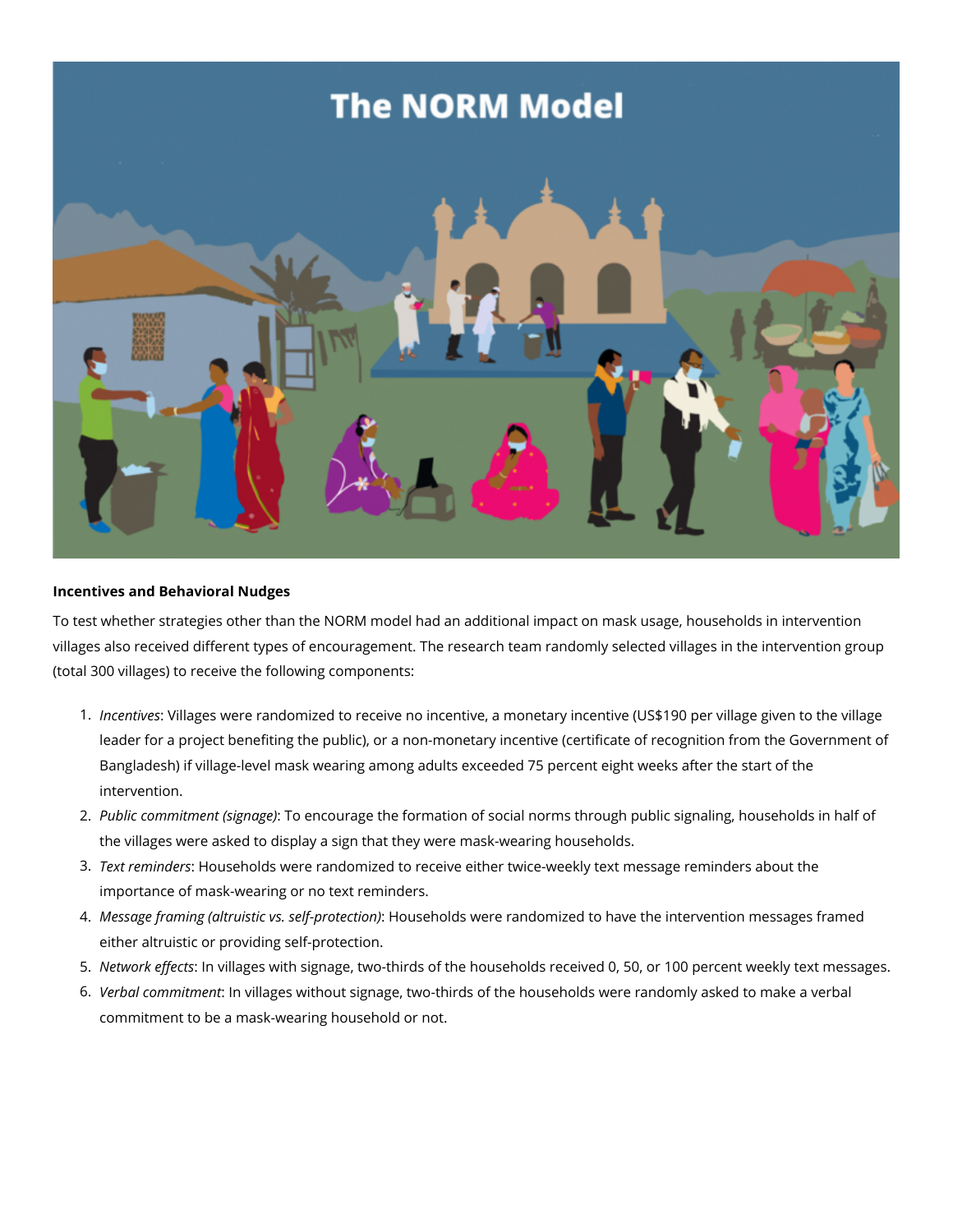**Incentives and Behavioral Nudges**

To test whether strategies other than the NORM model had an additional impact on mask usage, households in intervention villages also received different types of encouragement. The research team randomly selected villages in the intervention group (total 300 villages) to receive the following components:

1. *Incentives*: Villages were randomized to receive no incentive, a monetary incentive (US$190 per village given to the village leader for a project benefiting the public), or a non-monetary incentive (certificate of recognition from the Government of Bangladesh) if village-level mask wearing among adults exceeded 75 percent eight weeks after the start of the intervention.
2. *Public commitment (signage)*: To encourage the formation of social norms through public signaling, households in half of the villages were asked to display a sign that they were mask-wearing households.
3. *Text reminders*: Households were randomized to receive either twice-weekly text message reminders about the importance of mask-wearing or no text reminders.
4. *Message framing (altruistic vs. self-protection)*: Households were randomized to have the intervention messages framed either altruistic or providing self-protection.
5. *Network effects*: In villages with signage, two-thirds of the households received 0, 50, or 100 percent weekly text messages.
6. *Verbal commitment*: In villages without signage, two-thirds of the households were randomly asked to make a verbal commitment to be a mask-wearing household or not.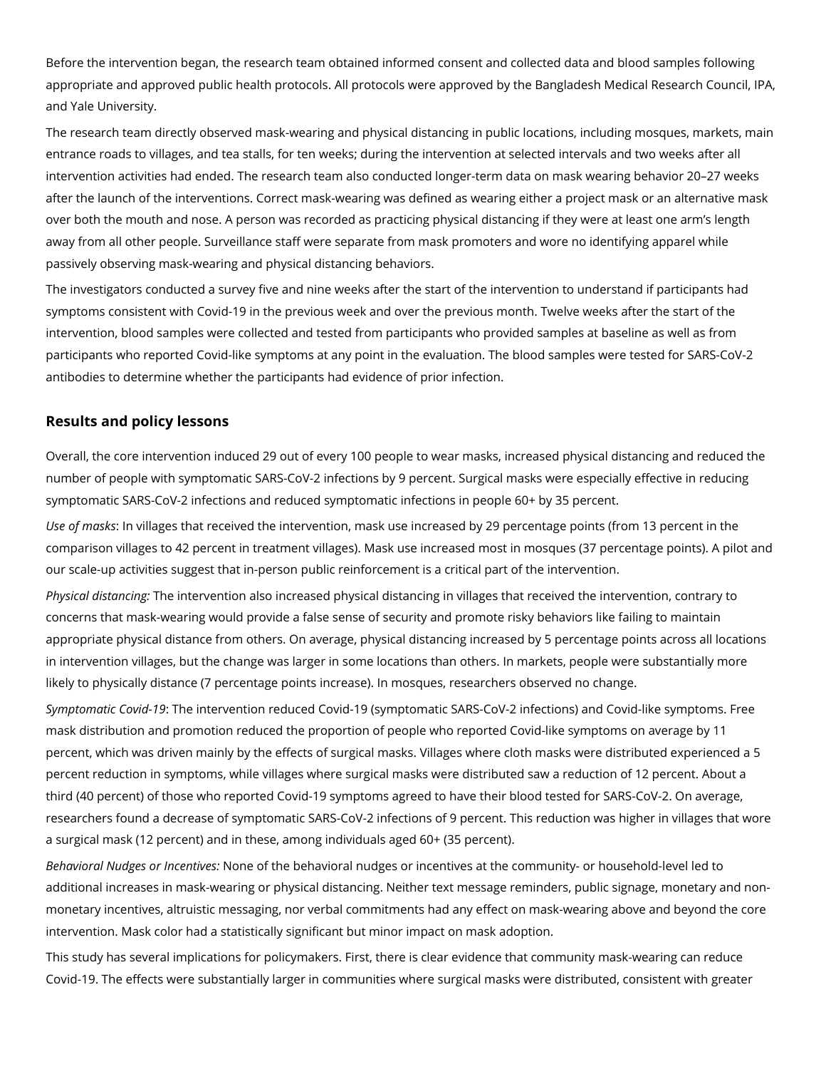Before the intervention began, the research team obtained informed consent and collected data and blood samples following appropriate and approved public health protocols. All protocols were approved by the Bangladesh Medical Research Council, IPA, and Yale University.

The research team directly observed mask-wearing and physical distancing in public locations, including mosques, markets, main entrance roads to villages, and tea stalls, for ten weeks; during the intervention at selected intervals and two weeks after all intervention activities had ended. The research team also conducted longer-term data on mask wearing behavior 20–27 weeks after the launch of the interventions. Correct mask-wearing was defined as wearing either a project mask or an alternative mask over both the mouth and nose. A person was recorded as practicing physical distancing if they were at least one arm's length away from all other people. Surveillance staff were separate from mask promoters and wore no identifying apparel while passively observing mask-wearing and physical distancing behaviors.

The investigators conducted a survey five and nine weeks after the start of the intervention to understand if participants had symptoms consistent with Covid-19 in the previous week and over the previous month. Twelve weeks after the start of the intervention, blood samples were collected and tested from participants who provided samples at baseline as well as from participants who reported Covid-like symptoms at any point in the evaluation. The blood samples were tested for SARS-CoV-2 antibodies to determine whether the participants had evidence of prior infection.

## Results and policy lessons

Overall, the core intervention induced 29 out of every 100 people to wear masks, increased physical distancing and reduced the number of people with symptomatic SARS-CoV-2 infections by 9 percent. Surgical masks were especially effective in reducing symptomatic SARS-CoV-2 infections and reduced symptomatic infections in people 60+ by 35 percent.

*Use of masks*: In villages that received the intervention, mask use increased by 29 percentage points (from 13 percent in the comparison villages to 42 percent in treatment villages). Mask use increased most in mosques (37 percentage points). A pilot and our scale-up activities suggest that in-person public reinforcement is a critical part of the intervention.

*Physical distancing:* The intervention also increased physical distancing in villages that received the intervention, contrary to concerns that mask-wearing would provide a false sense of security and promote risky behaviors like failing to maintain appropriate physical distance from others. On average, physical distancing increased by 5 percentage points across all locations in intervention villages, but the change was larger in some locations than others. In markets, people were substantially more likely to physically distance (7 percentage points increase). In mosques, researchers observed no change.

*Symptomatic Covid-19*: The intervention reduced Covid-19 (symptomatic SARS-CoV-2 infections) and Covid-like symptoms. Free mask distribution and promotion reduced the proportion of people who reported Covid-like symptoms on average by 11 percent, which was driven mainly by the effects of surgical masks. Villages where cloth masks were distributed experienced a 5 percent reduction in symptoms, while villages where surgical masks were distributed saw a reduction of 12 percent. About a third (40 percent) of those who reported Covid-19 symptoms agreed to have their blood tested for SARS-CoV-2. On average, researchers found a decrease of symptomatic SARS-CoV-2 infections of 9 percent. This reduction was higher in villages that wore a surgical mask (12 percent) and in these, among individuals aged 60+ (35 percent).

*Behavioral Nudges or Incentives:* None of the behavioral nudges or incentives at the community- or household-level led to additional increases in mask-wearing or physical distancing. Neither text message reminders, public signage, monetary and non-monetary incentives, altruistic messaging, nor verbal commitments had any effect on mask-wearing above and beyond the core intervention. Mask color had a statistically significant but minor impact on mask adoption.

This study has several implications for policymakers. First, there is clear evidence that community mask-wearing can reduce Covid-19. The effects were substantially larger in communities where surgical masks were distributed, consistent with greater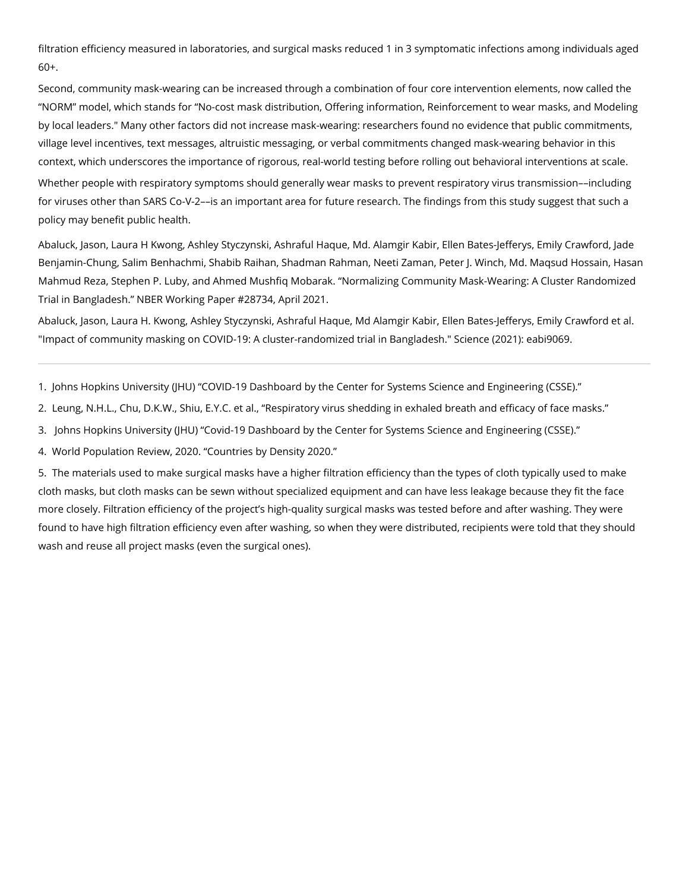filtration efficiency measured in laboratories, and surgical masks reduced 1 in 3 symptomatic infections among individuals aged 60+.

Second, community mask-wearing can be increased through a combination of four core intervention elements, now called the "NORM" model, which stands for "No-cost mask distribution, Offering information, Reinforcement to wear masks, and Modeling by local leaders." Many other factors did not increase mask-wearing: researchers found no evidence that public commitments, village level incentives, text messages, altruistic messaging, or verbal commitments changed mask-wearing behavior in this context, which underscores the importance of rigorous, real-world testing before rolling out behavioral interventions at scale.

Whether people with respiratory symptoms should generally wear masks to prevent respiratory virus transmission––including for viruses other than SARS Co-V-2––is an important area for future research. The findings from this study suggest that such a policy may benefit public health.

Abaluck, Jason, Laura H Kwong, Ashley Styczynski, Ashraful Haque, Md. Alamgir Kabir, Ellen Bates-Jefferys, Emily Crawford, Jade Benjamin-Chung, Salim Benhachmi, Shabib Raihan, Shadman Rahman, Neeti Zaman, Peter J. Winch, Md. Maqsud Hossain, Hasan Mahmud Reza, Stephen P. Luby, and Ahmed Mushfiq Mobarak. "Normalizing Community Mask-Wearing: A Cluster Randomized Trial in Bangladesh." NBER Working Paper #28734, April 2021.

Abaluck, Jason, Laura H. Kwong, Ashley Styczynski, Ashraful Haque, Md Alamgir Kabir, Ellen Bates-Jefferys, Emily Crawford et al. "Impact of community masking on COVID-19: A cluster-randomized trial in Bangladesh." Science (2021): eabi9069.

---

1. Johns Hopkins University (JHU) "COVID-19 Dashboard by the Center for Systems Science and Engineering (CSSE)."
2. Leung, N.H.L., Chu, D.K.W., Shiu, E.Y.C. et al., "Respiratory virus shedding in exhaled breath and efficacy of face masks."
3. Johns Hopkins University (JHU) "Covid-19 Dashboard by the Center for Systems Science and Engineering (CSSE)."
4. World Population Review, 2020. "Countries by Density 2020."
5. The materials used to make surgical masks have a higher filtration efficiency than the types of cloth typically used to make cloth masks, but cloth masks can be sewn without specialized equipment and can have less leakage because they fit the face more closely. Filtration efficiency of the project's high-quality surgical masks was tested before and after washing. They were found to have high filtration efficiency even after washing, so when they were distributed, recipients were told that they should wash and reuse all project masks (even the surgical ones).